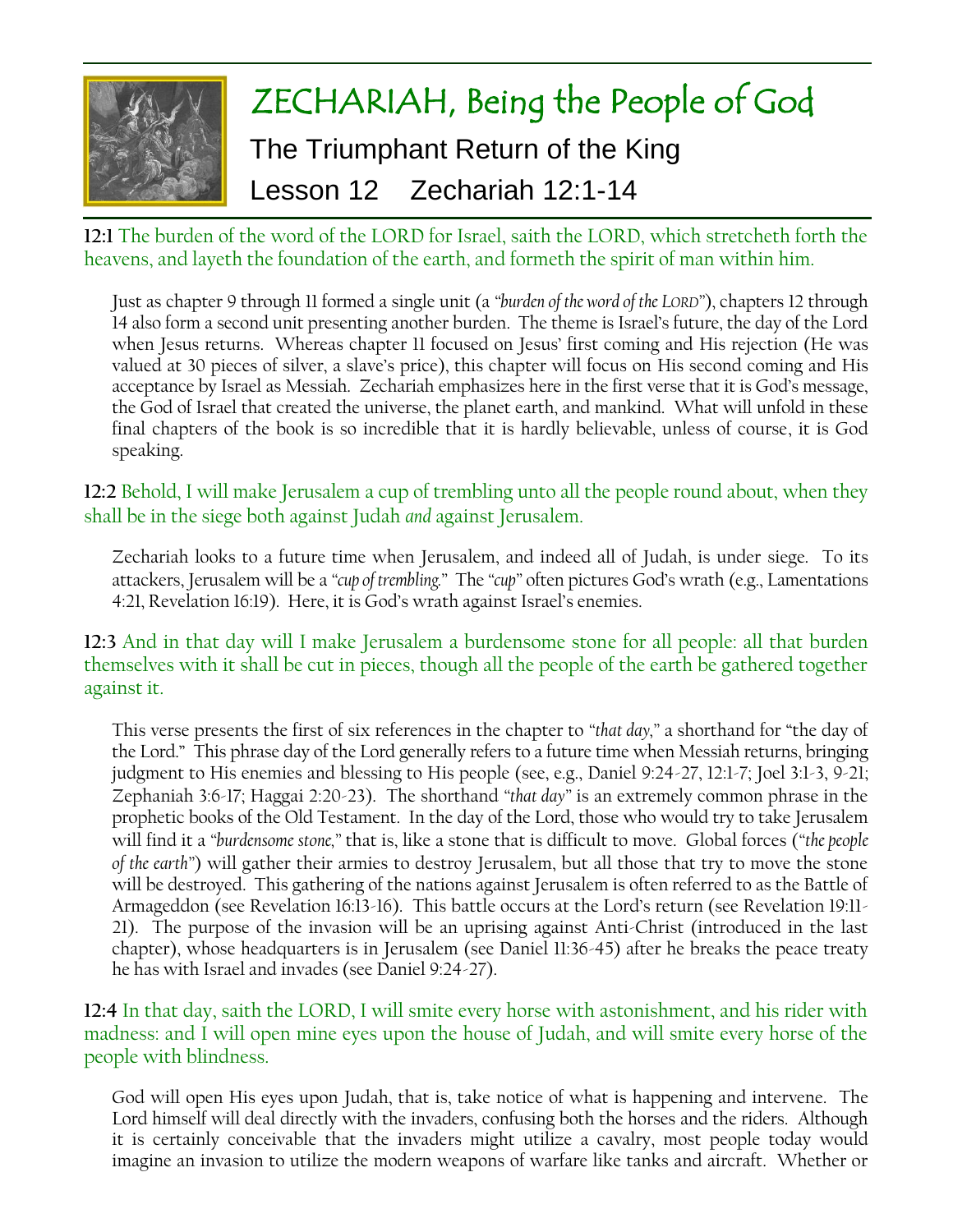# ZECHARIAH, Being the People of God

## The Triumphant Return of the King

## Lesson 12 Zechariah 12:1-14

**12:1** The burden of the word of the LORD for Israel, saith the LORD, which stretcheth forth the heavens, and layeth the foundation of the earth, and formeth the spirit of man within him.

Just as chapter 9 through 11 formed a single unit (a *"burden of the word of the LORD"*), chapters 12 through 14 also form a second unit presenting another burden. The theme is Israel's future, the day of the Lord when Jesus returns. Whereas chapter 11 focused on Jesus' first coming and His rejection (He was valued at 30 pieces of silver, a slave's price), this chapter will focus on His second coming and His acceptance by Israel as Messiah. Zechariah emphasizes here in the first verse that it is God's message, the God of Israel that created the universe, the planet earth, and mankind. What will unfold in these final chapters of the book is so incredible that it is hardly believable, unless of course, it is God speaking.

**12:2** Behold, I will make Jerusalem a cup of trembling unto all the people round about, when they shall be in the siege both against Judah *and* against Jerusalem.

Zechariah looks to a future time when Jerusalem, and indeed all of Judah, is under siege. To its attackers, Jerusalem will be a *"cup of trembling."* The *"cup"* often pictures God's wrath (e.g., Lamentations 4:21, Revelation 16:19). Here, it is God's wrath against Israel's enemies.

**12:3** And in that day will I make Jerusalem a burdensome stone for all people: all that burden themselves with it shall be cut in pieces, though all the people of the earth be gathered together against it.

This verse presents the first of six references in the chapter to *"that day,"* a shorthand for "the day of the Lord." This phrase day of the Lord generally refers to a future time when Messiah returns, bringing judgment to His enemies and blessing to His people (see, e.g., Daniel 9:24-27, 12:1-7; Joel 3:1-3, 9-21; Zephaniah 3:6-17; Haggai 2:20-23). The shorthand *"that day"* is an extremely common phrase in the prophetic books of the Old Testament. In the day of the Lord, those who would try to take Jerusalem will find it a *"burdensome stone,"* that is, like a stone that is difficult to move. Global forces (*"the people of the earth"*) will gather their armies to destroy Jerusalem, but all those that try to move the stone will be destroyed. This gathering of the nations against Jerusalem is often referred to as the Battle of Armageddon (see Revelation 16:13-16). This battle occurs at the Lord's return (see Revelation 19:11-21). The purpose of the invasion will be an uprising against Anti-Christ (introduced in the last chapter), whose headquarters is in Jerusalem (see Daniel 11:36-45) after he breaks the peace treaty he has with Israel and invades (see Daniel 9:24-27).

**12:4** In that day, saith the LORD, I will smite every horse with astonishment, and his rider with madness: and I will open mine eyes upon the house of Judah, and will smite every horse of the people with blindness.

God will open His eyes upon Judah, that is, take notice of what is happening and intervene. The Lord himself will deal directly with the invaders, confusing both the horses and the riders. Although it is certainly conceivable that the invaders might utilize a cavalry, most people today would imagine an invasion to utilize the modern weapons of warfare like tanks and aircraft. Whether or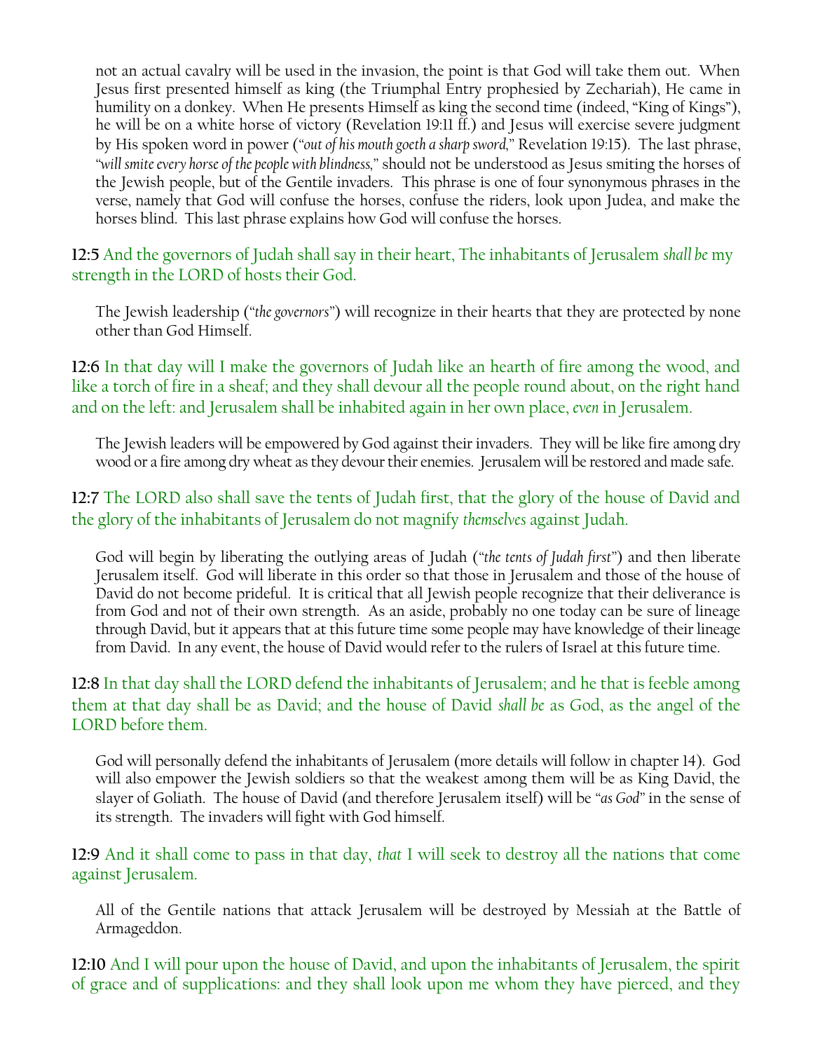not an actual cavalry will be used in the invasion, the point is that God will take them out. When Jesus first presented himself as king (the Triumphal Entry prophesied by Zechariah), He came in humility on a donkey. When He presents Himself as king the second time (indeed, "King of Kings"), he will be on a white horse of victory (Revelation 19:11 ff.) and Jesus will exercise severe judgment by His spoken word in power (*"out of his mouth goeth a sharp sword,"* Revelation 19:15). The last phrase, *"will smite every horse of the people with blindness,"* should not be understood as Jesus smiting the horses of the Jewish people, but of the Gentile invaders. This phrase is one of four synonymous phrases in the verse, namely that God will confuse the horses, confuse the riders, look upon Judea, and make the horses blind. This last phrase explains how God will confuse the horses.

**12:5** And the governors of Judah shall say in their heart, The inhabitants of Jerusalem *shall be* my strength in the LORD of hosts their God.

The Jewish leadership (*"the governors"*) will recognize in their hearts that they are protected by none other than God Himself.

**12:6** In that day will I make the governors of Judah like an hearth of fire among the wood, and like a torch of fire in a sheaf; and they shall devour all the people round about, on the right hand and on the left: and Jerusalem shall be inhabited again in her own place, *even* in Jerusalem.

The Jewish leaders will be empowered by God against their invaders. They will be like fire among dry wood or a fire among dry wheat as they devour their enemies. Jerusalem will be restored and made safe.

**12:7** The LORD also shall save the tents of Judah first, that the glory of the house of David and the glory of the inhabitants of Jerusalem do not magnify *themselves* against Judah.

God will begin by liberating the outlying areas of Judah (*"the tents of Judah first"*) and then liberate Jerusalem itself. God will liberate in this order so that those in Jerusalem and those of the house of David do not become prideful. It is critical that all Jewish people recognize that their deliverance is from God and not of their own strength. As an aside, probably no one today can be sure of lineage through David, but it appears that at this future time some people may have knowledge of their lineage from David. In any event, the house of David would refer to the rulers of Israel at this future time.

**12:8** In that day shall the LORD defend the inhabitants of Jerusalem; and he that is feeble among them at that day shall be as David; and the house of David *shall be* as God, as the angel of the LORD before them.

God will personally defend the inhabitants of Jerusalem (more details will follow in chapter 14). God will also empower the Jewish soldiers so that the weakest among them will be as King David, the slayer of Goliath. The house of David (and therefore Jerusalem itself) will be *"as God"* in the sense of its strength. The invaders will fight with God himself.

**12:9** And it shall come to pass in that day, *that* I will seek to destroy all the nations that come against Jerusalem.

All of the Gentile nations that attack Jerusalem will be destroyed by Messiah at the Battle of Armageddon.

**12:10** And I will pour upon the house of David, and upon the inhabitants of Jerusalem, the spirit of grace and of supplications: and they shall look upon me whom they have pierced, and they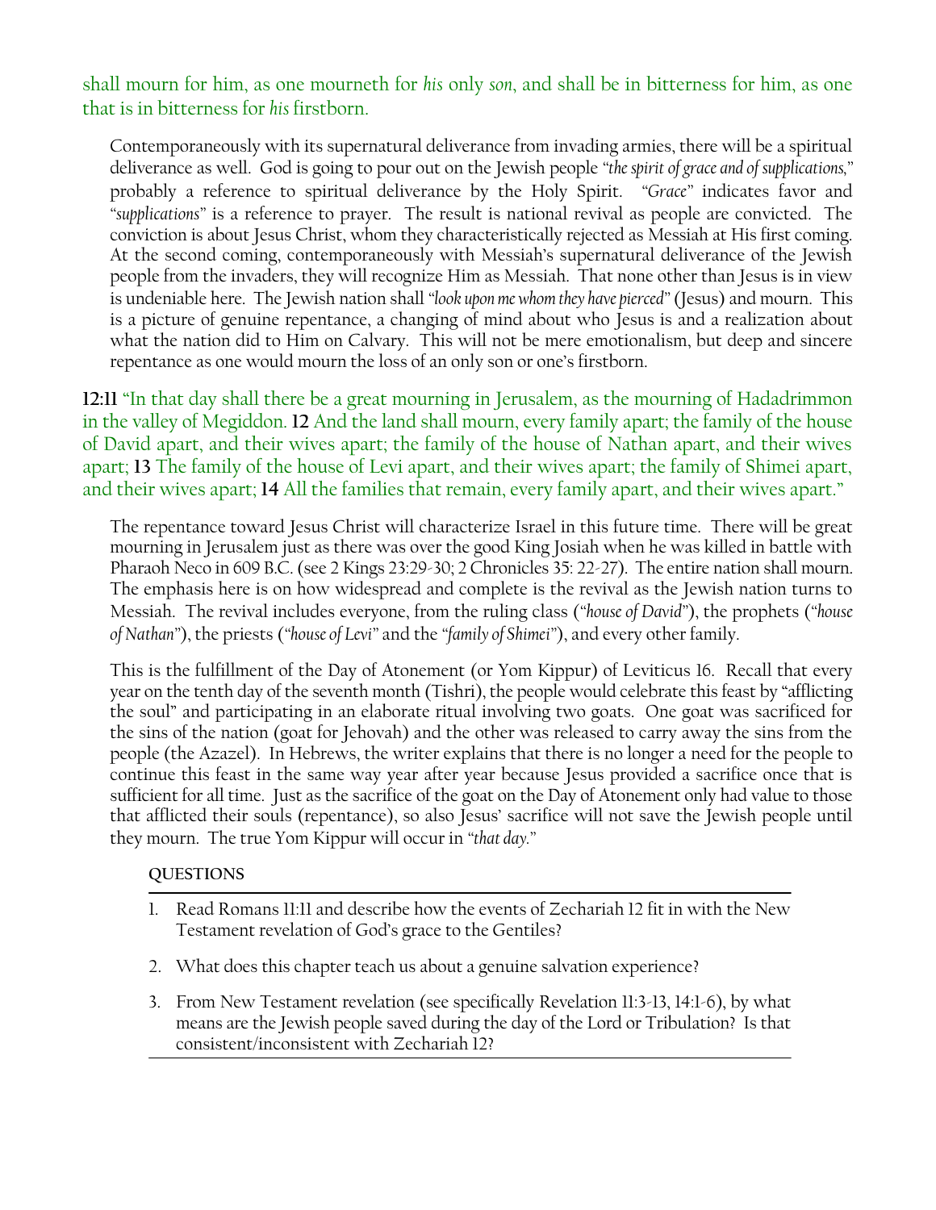shall mourn for him, as one mourneth for *his* only *son*, and shall be in bitterness for him, as one that is in bitterness for *his* firstborn.

Contemporaneously with its supernatural deliverance from invading armies, there will be a spiritual deliverance as well. God is going to pour out on the Jewish people *"the spirit of grace and of supplications,"* probably a reference to spiritual deliverance by the Holy Spirit. *"Grace"* indicates favor and *"supplications"* is a reference to prayer. The result is national revival as people are convicted. The conviction is about Jesus Christ, whom they characteristically rejected as Messiah at His first coming. At the second coming, contemporaneously with Messiah's supernatural deliverance of the Jewish people from the invaders, they will recognize Him as Messiah. That none other than Jesus is in view is undeniable here. The Jewish nation shall *"look upon me whom they have pierced"* (Jesus) and mourn. This is a picture of genuine repentance, a changing of mind about who Jesus is and a realization about what the nation did to Him on Calvary. This will not be mere emotionalism, but deep and sincere repentance as one would mourn the loss of an only son or one's firstborn.

**12:11** "In that day shall there be a great mourning in Jerusalem, as the mourning of Hadadrimmon in the valley of Megiddon. **12** And the land shall mourn, every family apart; the family of the house of David apart, and their wives apart; the family of the house of Nathan apart, and their wives apart; **13** The family of the house of Levi apart, and their wives apart; the family of Shimei apart, and their wives apart; **14** All the families that remain, every family apart, and their wives apart."

The repentance toward Jesus Christ will characterize Israel in this future time. There will be great mourning in Jerusalem just as there was over the good King Josiah when he was killed in battle with Pharaoh Neco in 609 B.C. (see 2 Kings 23:29-30; 2 Chronicles 35: 22-27). The entire nation shall mourn. The emphasis here is on how widespread and complete is the revival as the Jewish nation turns to Messiah. The revival includes everyone, from the ruling class (*"house of David"*), the prophets (*"house of Nathan"*), the priests (*"house of Levi"* and the *"family of Shimei"*), and every other family.

This is the fulfillment of the Day of Atonement (or Yom Kippur) of Leviticus 16. Recall that every year on the tenth day of the seventh month (Tishri), the people would celebrate this feast by "afflicting the soul" and participating in an elaborate ritual involving two goats. One goat was sacrificed for the sins of the nation (goat for Jehovah) and the other was released to carry away the sins from the people (the Azazel). In Hebrews, the writer explains that there is no longer a need for the people to continue this feast in the same way year after year because Jesus provided a sacrifice once that is sufficient for all time. Just as the sacrifice of the goat on the Day of Atonement only had value to those that afflicted their souls (repentance), so also Jesus' sacrifice will not save the Jewish people until they mourn. The true Yom Kippur will occur in *"that day."*

**QUESTIONS**

1. Read Romans 11:11 and describe how the events of Zechariah 12 fit in with the New Testament revelation of God's grace to the Gentiles?
2. What does this chapter teach us about a genuine salvation experience?
3. From New Testament revelation (see specifically Revelation 11:3-13, 14:1-6), by what means are the Jewish people saved during the day of the Lord or Tribulation? Is that consistent/inconsistent with Zechariah 12?